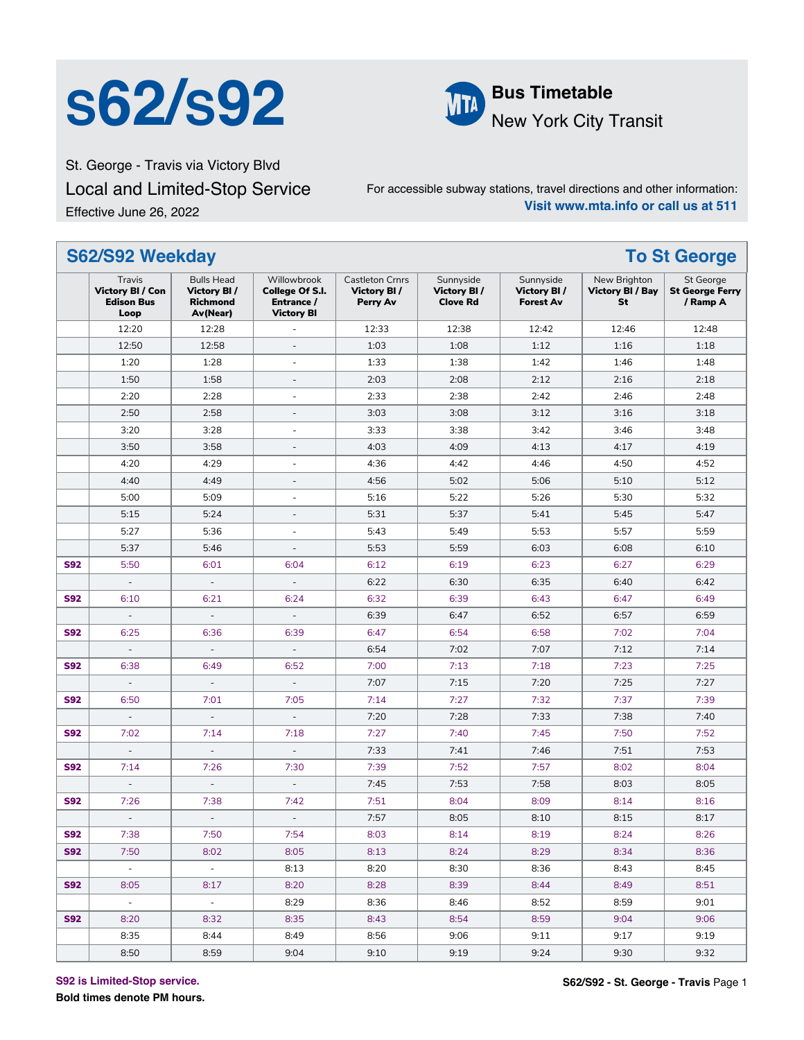# s62/s92

## Bus Timetable
New York City Transit

St. George - Travis via Victory Blvd

Local and Limited-Stop Service

Effective June 26, 2022

For accessible subway stations, travel directions and other information:
**Visit www.mta.info or call us at 511**

## S62/S92 Weekday — To St George

| | Travis **Victory Bl / Con Edison Bus Loop** | Bulls Head **Victory Bl / Richmond Av(Near)** | Willowbrook **College Of S.I. Entrance / Victory Bl** | Castleton Crnrs **Victory Bl / Perry Av** | Sunnyside **Victory Bl / Clove Rd** | Sunnyside **Victory Bl / Forest Av** | New Brighton **Victory Bl / Bay St** | St George **St George Ferry / Ramp A** |
|---|---|---|---|---|---|---|---|---|
| | 12:20 | 12:28 | - | 12:33 | 12:38 | 12:42 | 12:46 | 12:48 |
| | 12:50 | 12:58 | - | 1:03 | 1:08 | 1:12 | 1:16 | 1:18 |
| | 1:20 | 1:28 | - | 1:33 | 1:38 | 1:42 | 1:46 | 1:48 |
| | 1:50 | 1:58 | - | 2:03 | 2:08 | 2:12 | 2:16 | 2:18 |
| | 2:20 | 2:28 | - | 2:33 | 2:38 | 2:42 | 2:46 | 2:48 |
| | 2:50 | 2:58 | - | 3:03 | 3:08 | 3:12 | 3:16 | 3:18 |
| | 3:20 | 3:28 | - | 3:33 | 3:38 | 3:42 | 3:46 | 3:48 |
| | 3:50 | 3:58 | - | 4:03 | 4:09 | 4:13 | 4:17 | 4:19 |
| | 4:20 | 4:29 | - | 4:36 | 4:42 | 4:46 | 4:50 | 4:52 |
| | 4:40 | 4:49 | - | 4:56 | 5:02 | 5:06 | 5:10 | 5:12 |
| | 5:00 | 5:09 | - | 5:16 | 5:22 | 5:26 | 5:30 | 5:32 |
| | 5:15 | 5:24 | - | 5:31 | 5:37 | 5:41 | 5:45 | 5:47 |
| | 5:27 | 5:36 | - | 5:43 | 5:49 | 5:53 | 5:57 | 5:59 |
| | 5:37 | 5:46 | - | 5:53 | 5:59 | 6:03 | 6:08 | 6:10 |
| **S92** | 5:50 | 6:01 | 6:04 | 6:12 | 6:19 | 6:23 | 6:27 | 6:29 |
| | - | - | - | 6:22 | 6:30 | 6:35 | 6:40 | 6:42 |
| **S92** | 6:10 | 6:21 | 6:24 | 6:32 | 6:39 | 6:43 | 6:47 | 6:49 |
| | - | - | - | 6:39 | 6:47 | 6:52 | 6:57 | 6:59 |
| **S92** | 6:25 | 6:36 | 6:39 | 6:47 | 6:54 | 6:58 | 7:02 | 7:04 |
| | - | - | - | 6:54 | 7:02 | 7:07 | 7:12 | 7:14 |
| **S92** | 6:38 | 6:49 | 6:52 | 7:00 | 7:13 | 7:18 | 7:23 | 7:25 |
| | - | - | - | 7:07 | 7:15 | 7:20 | 7:25 | 7:27 |
| **S92** | 6:50 | 7:01 | 7:05 | 7:14 | 7:27 | 7:32 | 7:37 | 7:39 |
| | - | - | - | 7:20 | 7:28 | 7:33 | 7:38 | 7:40 |
| **S92** | 7:02 | 7:14 | 7:18 | 7:27 | 7:40 | 7:45 | 7:50 | 7:52 |
| | - | - | - | 7:33 | 7:41 | 7:46 | 7:51 | 7:53 |
| **S92** | 7:14 | 7:26 | 7:30 | 7:39 | 7:52 | 7:57 | 8:02 | 8:04 |
| | - | - | - | 7:45 | 7:53 | 7:58 | 8:03 | 8:05 |
| **S92** | 7:26 | 7:38 | 7:42 | 7:51 | 8:04 | 8:09 | 8:14 | 8:16 |
| | - | - | - | 7:57 | 8:05 | 8:10 | 8:15 | 8:17 |
| **S92** | 7:38 | 7:50 | 7:54 | 8:03 | 8:14 | 8:19 | 8:24 | 8:26 |
| **S92** | 7:50 | 8:02 | 8:05 | 8:13 | 8:24 | 8:29 | 8:34 | 8:36 |
| | - | - | 8:13 | 8:20 | 8:30 | 8:36 | 8:43 | 8:45 |
| **S92** | 8:05 | 8:17 | 8:20 | 8:28 | 8:39 | 8:44 | 8:49 | 8:51 |
| | - | - | 8:29 | 8:36 | 8:46 | 8:52 | 8:59 | 9:01 |
| **S92** | 8:20 | 8:32 | 8:35 | 8:43 | 8:54 | 8:59 | 9:04 | 9:06 |
| | 8:35 | 8:44 | 8:49 | 8:56 | 9:06 | 9:11 | 9:17 | 9:19 |
| | 8:50 | 8:59 | 9:04 | 9:10 | 9:19 | 9:24 | 9:30 | 9:32 |

S92 is Limited-Stop service.

**Bold times denote PM hours.**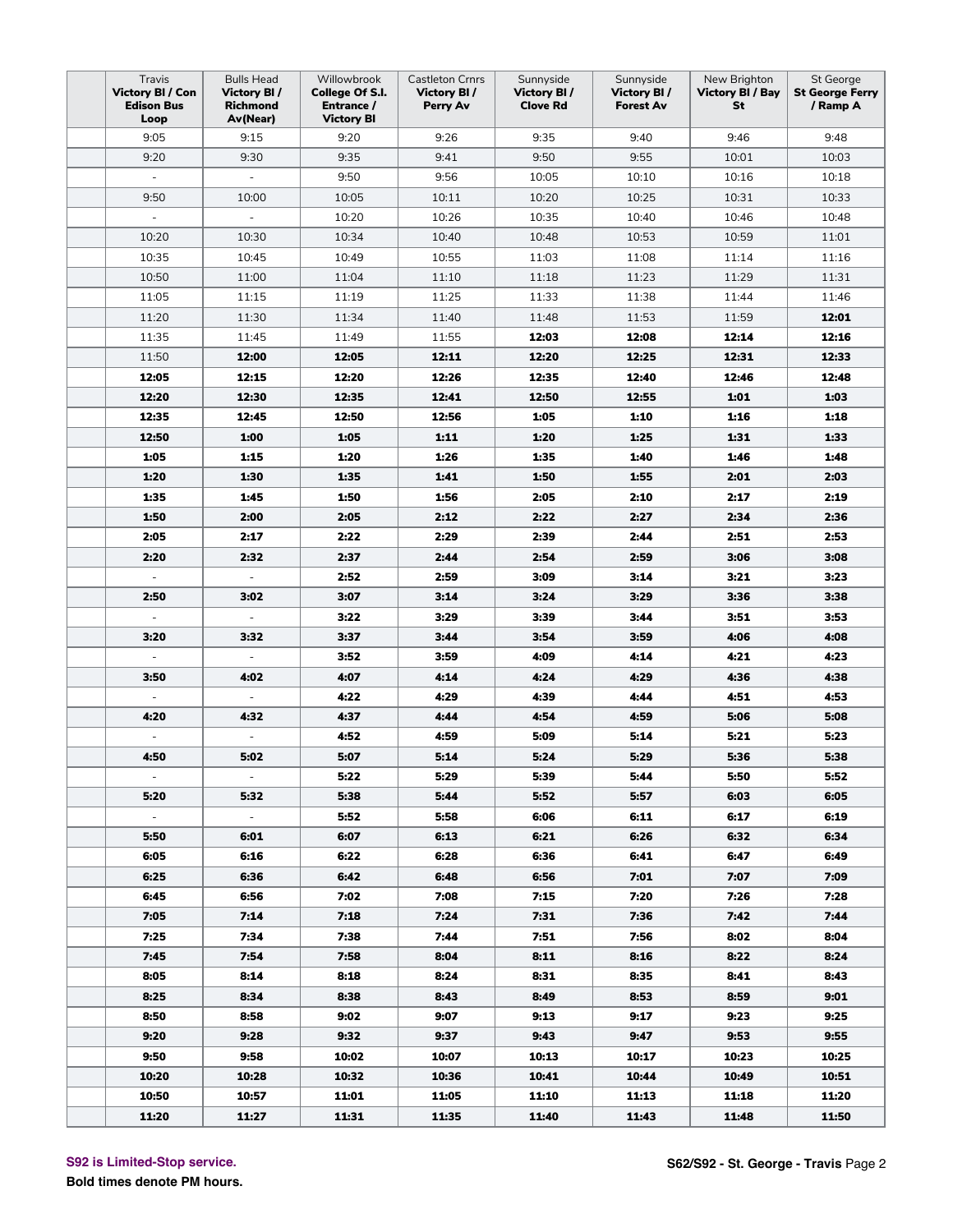| Travis **Victory Bl / Con Edison Bus Loop** | Bulls Head **Victory Bl / Richmond Av(Near)** | Willowbrook **College Of S.I. Entrance / Victory Bl** | Castleton Crnrs **Victory Bl / Perry Av** | Sunnyside **Victory Bl / Clove Rd** | Sunnyside **Victory Bl / Forest Av** | New Brighton **Victory Bl / Bay St** | St George **St George Ferry / Ramp A** |
|---|---|---|---|---|---|---|---|
| 9:05 | 9:15 | 9:20 | 9:26 | 9:35 | 9:40 | 9:46 | 9:48 |
| 9:20 | 9:30 | 9:35 | 9:41 | 9:50 | 9:55 | 10:01 | 10:03 |
| - | - | 9:50 | 9:56 | 10:05 | 10:10 | 10:16 | 10:18 |
| 9:50 | 10:00 | 10:05 | 10:11 | 10:20 | 10:25 | 10:31 | 10:33 |
| - | - | 10:20 | 10:26 | 10:35 | 10:40 | 10:46 | 10:48 |
| 10:20 | 10:30 | 10:34 | 10:40 | 10:48 | 10:53 | 10:59 | 11:01 |
| 10:35 | 10:45 | 10:49 | 10:55 | 11:03 | 11:08 | 11:14 | 11:16 |
| 10:50 | 11:00 | 11:04 | 11:10 | 11:18 | 11:23 | 11:29 | 11:31 |
| 11:05 | 11:15 | 11:19 | 11:25 | 11:33 | 11:38 | 11:44 | 11:46 |
| 11:20 | 11:30 | 11:34 | 11:40 | 11:48 | 11:53 | 11:59 | **12:01** |
| 11:35 | 11:45 | 11:49 | 11:55 | **12:03** | **12:08** | **12:14** | **12:16** |
| 11:50 | **12:00** | **12:05** | **12:11** | **12:20** | **12:25** | **12:31** | **12:33** |
| **12:05** | **12:15** | **12:20** | **12:26** | **12:35** | **12:40** | **12:46** | **12:48** |
| **12:20** | **12:30** | **12:35** | **12:41** | **12:50** | **12:55** | **1:01** | **1:03** |
| **12:35** | **12:45** | **12:50** | **12:56** | **1:05** | **1:10** | **1:16** | **1:18** |
| **12:50** | **1:00** | **1:05** | **1:11** | **1:20** | **1:25** | **1:31** | **1:33** |
| **1:05** | **1:15** | **1:20** | **1:26** | **1:35** | **1:40** | **1:46** | **1:48** |
| **1:20** | **1:30** | **1:35** | **1:41** | **1:50** | **1:55** | **2:01** | **2:03** |
| **1:35** | **1:45** | **1:50** | **1:56** | **2:05** | **2:10** | **2:17** | **2:19** |
| **1:50** | **2:00** | **2:05** | **2:12** | **2:22** | **2:27** | **2:34** | **2:36** |
| **2:05** | **2:17** | **2:22** | **2:29** | **2:39** | **2:44** | **2:51** | **2:53** |
| **2:20** | **2:32** | **2:37** | **2:44** | **2:54** | **2:59** | **3:06** | **3:08** |
| - | - | **2:52** | **2:59** | **3:09** | **3:14** | **3:21** | **3:23** |
| **2:50** | **3:02** | **3:07** | **3:14** | **3:24** | **3:29** | **3:36** | **3:38** |
| - | - | **3:22** | **3:29** | **3:39** | **3:44** | **3:51** | **3:53** |
| **3:20** | **3:32** | **3:37** | **3:44** | **3:54** | **3:59** | **4:06** | **4:08** |
| - | - | **3:52** | **3:59** | **4:09** | **4:14** | **4:21** | **4:23** |
| **3:50** | **4:02** | **4:07** | **4:14** | **4:24** | **4:29** | **4:36** | **4:38** |
| - | - | **4:22** | **4:29** | **4:39** | **4:44** | **4:51** | **4:53** |
| **4:20** | **4:32** | **4:37** | **4:44** | **4:54** | **4:59** | **5:06** | **5:08** |
| - | - | **4:52** | **4:59** | **5:09** | **5:14** | **5:21** | **5:23** |
| **4:50** | **5:02** | **5:07** | **5:14** | **5:24** | **5:29** | **5:36** | **5:38** |
| - | - | **5:22** | **5:29** | **5:39** | **5:44** | **5:50** | **5:52** |
| **5:20** | **5:32** | **5:38** | **5:44** | **5:52** | **5:57** | **6:03** | **6:05** |
| - | - | **5:52** | **5:58** | **6:06** | **6:11** | **6:17** | **6:19** |
| **5:50** | **6:01** | **6:07** | **6:13** | **6:21** | **6:26** | **6:32** | **6:34** |
| **6:05** | **6:16** | **6:22** | **6:28** | **6:36** | **6:41** | **6:47** | **6:49** |
| **6:25** | **6:36** | **6:42** | **6:48** | **6:56** | **7:01** | **7:07** | **7:09** |
| **6:45** | **6:56** | **7:02** | **7:08** | **7:15** | **7:20** | **7:26** | **7:28** |
| **7:05** | **7:14** | **7:18** | **7:24** | **7:31** | **7:36** | **7:42** | **7:44** |
| **7:25** | **7:34** | **7:38** | **7:44** | **7:51** | **7:56** | **8:02** | **8:04** |
| **7:45** | **7:54** | **7:58** | **8:04** | **8:11** | **8:16** | **8:22** | **8:24** |
| **8:05** | **8:14** | **8:18** | **8:24** | **8:31** | **8:35** | **8:41** | **8:43** |
| **8:25** | **8:34** | **8:38** | **8:43** | **8:49** | **8:53** | **8:59** | **9:01** |
| **8:50** | **8:58** | **9:02** | **9:07** | **9:13** | **9:17** | **9:23** | **9:25** |
| **9:20** | **9:28** | **9:32** | **9:37** | **9:43** | **9:47** | **9:53** | **9:55** |
| **9:50** | **9:58** | **10:02** | **10:07** | **10:13** | **10:17** | **10:23** | **10:25** |
| **10:20** | **10:28** | **10:32** | **10:36** | **10:41** | **10:44** | **10:49** | **10:51** |
| **10:50** | **10:57** | **11:01** | **11:05** | **11:10** | **11:13** | **11:18** | **11:20** |
| **11:20** | **11:27** | **11:31** | **11:35** | **11:40** | **11:43** | **11:48** | **11:50** |

**S92 is Limited-Stop service.**

**Bold times denote PM hours.**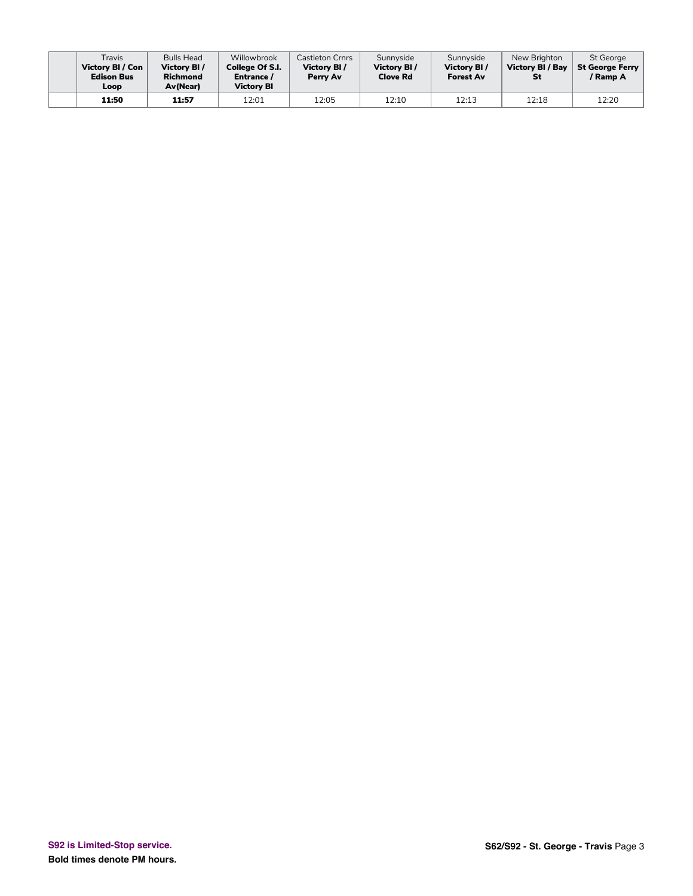| | Travis<br>**Victory Bl / Con Edison Bus Loop** | Bulls Head<br>**Victory Bl / Richmond Av(Near)** | Willowbrook<br>**College Of S.I. Entrance / Victory Bl** | Castleton Crnrs<br>**Victory Bl / Perry Av** | Sunnyside<br>**Victory Bl / Clove Rd** | Sunnyside<br>**Victory Bl / Forest Av** | New Brighton<br>**Victory Bl / Bay St** | St George<br>**St George Ferry / Ramp A** |
|---|---|---|---|---|---|---|---|---|
| | **11:50** | **11:57** | 12:01 | 12:05 | 12:10 | 12:13 | 12:18 | 12:20 |

**S92 is Limited-Stop service.**

**Bold times denote PM hours.**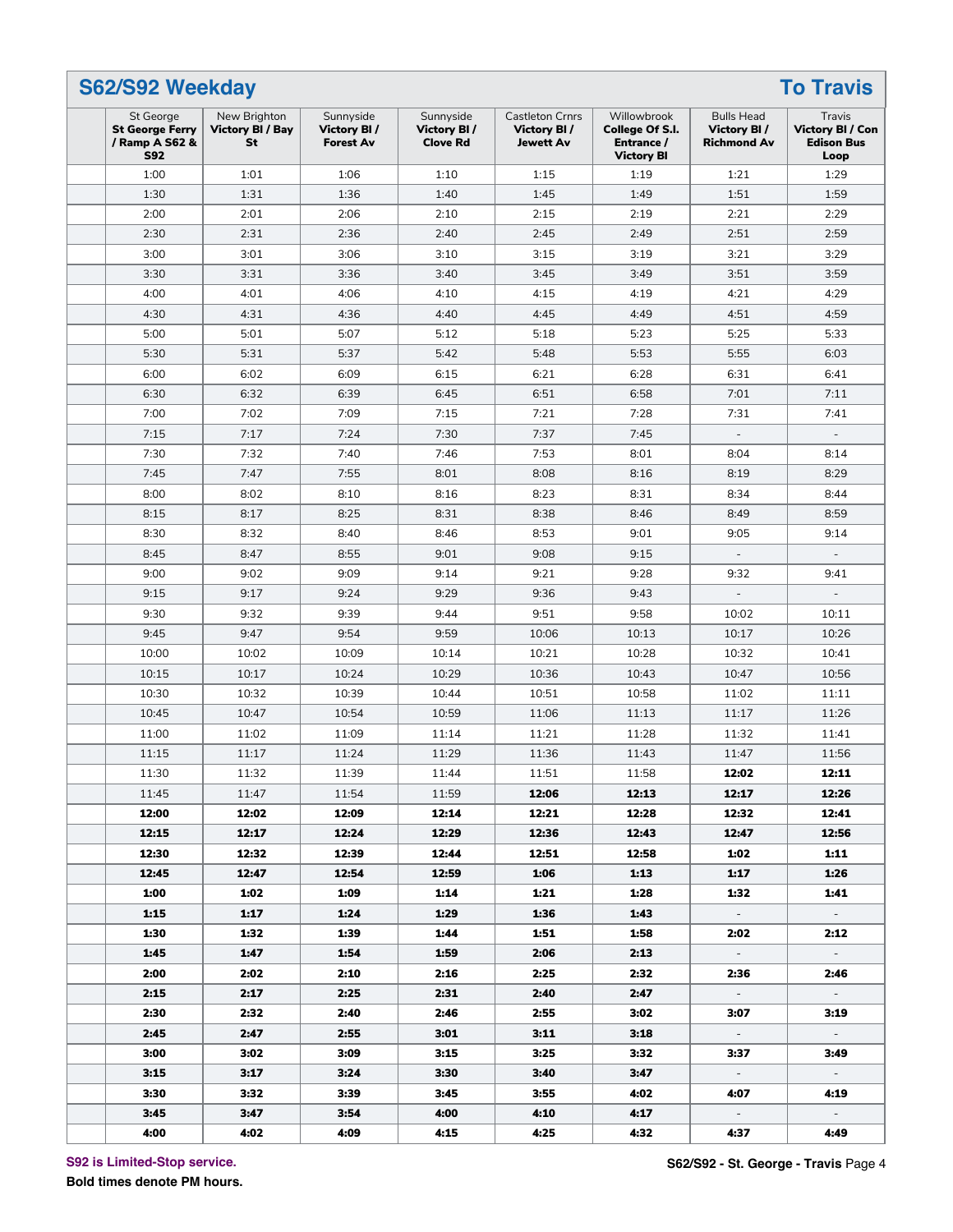## S62/S92 Weekday — To Travis

| St George **St George Ferry / Ramp A S62 & S92** | New Brighton **Victory Bl / Bay St** | Sunnyside **Victory Bl / Forest Av** | Sunnyside **Victory Bl / Clove Rd** | Castleton Crnrs **Victory Bl / Jewett Av** | Willowbrook **College Of S.I. Entrance / Victory Bl** | Bulls Head **Victory Bl / Richmond Av** | Travis **Victory Bl / Con Edison Bus Loop** |
|---|---|---|---|---|---|---|---|
| 1:00 | 1:01 | 1:06 | 1:10 | 1:15 | 1:19 | 1:21 | 1:29 |
| 1:30 | 1:31 | 1:36 | 1:40 | 1:45 | 1:49 | 1:51 | 1:59 |
| 2:00 | 2:01 | 2:06 | 2:10 | 2:15 | 2:19 | 2:21 | 2:29 |
| 2:30 | 2:31 | 2:36 | 2:40 | 2:45 | 2:49 | 2:51 | 2:59 |
| 3:00 | 3:01 | 3:06 | 3:10 | 3:15 | 3:19 | 3:21 | 3:29 |
| 3:30 | 3:31 | 3:36 | 3:40 | 3:45 | 3:49 | 3:51 | 3:59 |
| 4:00 | 4:01 | 4:06 | 4:10 | 4:15 | 4:19 | 4:21 | 4:29 |
| 4:30 | 4:31 | 4:36 | 4:40 | 4:45 | 4:49 | 4:51 | 4:59 |
| 5:00 | 5:01 | 5:07 | 5:12 | 5:18 | 5:23 | 5:25 | 5:33 |
| 5:30 | 5:31 | 5:37 | 5:42 | 5:48 | 5:53 | 5:55 | 6:03 |
| 6:00 | 6:02 | 6:09 | 6:15 | 6:21 | 6:28 | 6:31 | 6:41 |
| 6:30 | 6:32 | 6:39 | 6:45 | 6:51 | 6:58 | 7:01 | 7:11 |
| 7:00 | 7:02 | 7:09 | 7:15 | 7:21 | 7:28 | 7:31 | 7:41 |
| 7:15 | 7:17 | 7:24 | 7:30 | 7:37 | 7:45 | - | - |
| 7:30 | 7:32 | 7:40 | 7:46 | 7:53 | 8:01 | 8:04 | 8:14 |
| 7:45 | 7:47 | 7:55 | 8:01 | 8:08 | 8:16 | 8:19 | 8:29 |
| 8:00 | 8:02 | 8:10 | 8:16 | 8:23 | 8:31 | 8:34 | 8:44 |
| 8:15 | 8:17 | 8:25 | 8:31 | 8:38 | 8:46 | 8:49 | 8:59 |
| 8:30 | 8:32 | 8:40 | 8:46 | 8:53 | 9:01 | 9:05 | 9:14 |
| 8:45 | 8:47 | 8:55 | 9:01 | 9:08 | 9:15 | - | - |
| 9:00 | 9:02 | 9:09 | 9:14 | 9:21 | 9:28 | 9:32 | 9:41 |
| 9:15 | 9:17 | 9:24 | 9:29 | 9:36 | 9:43 | - | - |
| 9:30 | 9:32 | 9:39 | 9:44 | 9:51 | 9:58 | 10:02 | 10:11 |
| 9:45 | 9:47 | 9:54 | 9:59 | 10:06 | 10:13 | 10:17 | 10:26 |
| 10:00 | 10:02 | 10:09 | 10:14 | 10:21 | 10:28 | 10:32 | 10:41 |
| 10:15 | 10:17 | 10:24 | 10:29 | 10:36 | 10:43 | 10:47 | 10:56 |
| 10:30 | 10:32 | 10:39 | 10:44 | 10:51 | 10:58 | 11:02 | 11:11 |
| 10:45 | 10:47 | 10:54 | 10:59 | 11:06 | 11:13 | 11:17 | 11:26 |
| 11:00 | 11:02 | 11:09 | 11:14 | 11:21 | 11:28 | 11:32 | 11:41 |
| 11:15 | 11:17 | 11:24 | 11:29 | 11:36 | 11:43 | 11:47 | 11:56 |
| 11:30 | 11:32 | 11:39 | 11:44 | 11:51 | 11:58 | **12:02** | **12:11** |
| 11:45 | 11:47 | 11:54 | 11:59 | **12:06** | **12:13** | **12:17** | **12:26** |
| **12:00** | **12:02** | **12:09** | **12:14** | **12:21** | **12:28** | **12:32** | **12:41** |
| **12:15** | **12:17** | **12:24** | **12:29** | **12:36** | **12:43** | **12:47** | **12:56** |
| **12:30** | **12:32** | **12:39** | **12:44** | **12:51** | **12:58** | **1:02** | **1:11** |
| **12:45** | **12:47** | **12:54** | **12:59** | **1:06** | **1:13** | **1:17** | **1:26** |
| **1:00** | **1:02** | **1:09** | **1:14** | **1:21** | **1:28** | **1:32** | **1:41** |
| **1:15** | **1:17** | **1:24** | **1:29** | **1:36** | **1:43** | - | - |
| **1:30** | **1:32** | **1:39** | **1:44** | **1:51** | **1:58** | **2:02** | **2:12** |
| **1:45** | **1:47** | **1:54** | **1:59** | **2:06** | **2:13** | - | - |
| **2:00** | **2:02** | **2:10** | **2:16** | **2:25** | **2:32** | **2:36** | **2:46** |
| **2:15** | **2:17** | **2:25** | **2:31** | **2:40** | **2:47** | - | - |
| **2:30** | **2:32** | **2:40** | **2:46** | **2:55** | **3:02** | **3:07** | **3:19** |
| **2:45** | **2:47** | **2:55** | **3:01** | **3:11** | **3:18** | - | - |
| **3:00** | **3:02** | **3:09** | **3:15** | **3:25** | **3:32** | **3:37** | **3:49** |
| **3:15** | **3:17** | **3:24** | **3:30** | **3:40** | **3:47** | - | - |
| **3:30** | **3:32** | **3:39** | **3:45** | **3:55** | **4:02** | **4:07** | **4:19** |
| **3:45** | **3:47** | **3:54** | **4:00** | **4:10** | **4:17** | - | - |
| **4:00** | **4:02** | **4:09** | **4:15** | **4:25** | **4:32** | **4:37** | **4:49** |

**S92 is Limited-Stop service.**

**Bold times denote PM hours.**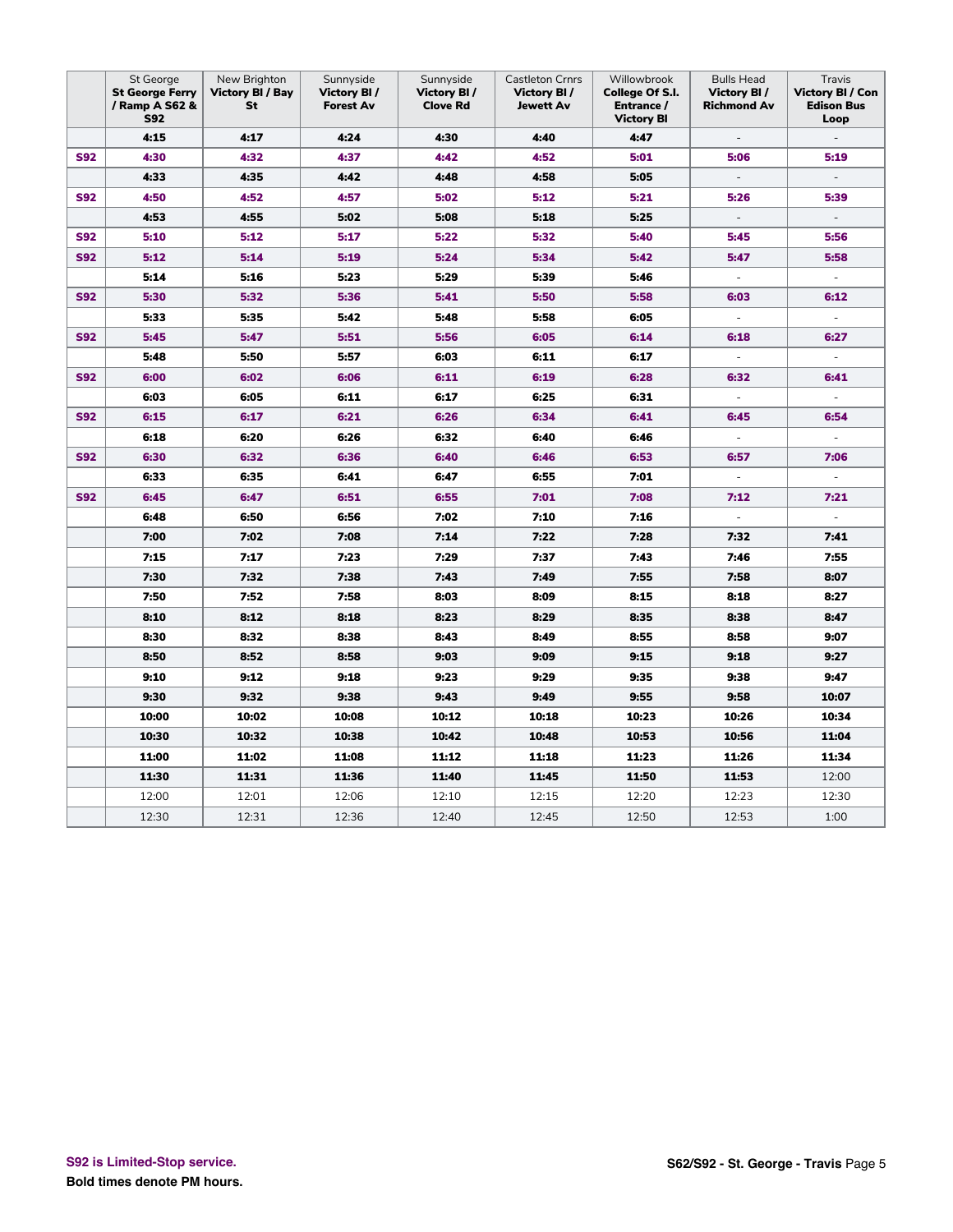| | St George **St George Ferry / Ramp A S62 & S92** | New Brighton **Victory Bl / Bay St** | Sunnyside **Victory Bl / Forest Av** | Sunnyside **Victory Bl / Clove Rd** | Castleton Crnrs **Victory Bl / Jewett Av** | Willowbrook **College Of S.I. Entrance / Victory Bl** | Bulls Head **Victory Bl / Richmond Av** | Travis **Victory Bl / Con Edison Bus Loop** |
|---|---|---|---|---|---|---|---|---|
| | **4:15** | **4:17** | **4:24** | **4:30** | **4:40** | **4:47** | - | - |
| **S92** | **4:30** | **4:32** | **4:37** | **4:42** | **4:52** | **5:01** | **5:06** | **5:19** |
| | **4:33** | **4:35** | **4:42** | **4:48** | **4:58** | **5:05** | - | - |
| **S92** | **4:50** | **4:52** | **4:57** | **5:02** | **5:12** | **5:21** | **5:26** | **5:39** |
| | **4:53** | **4:55** | **5:02** | **5:08** | **5:18** | **5:25** | - | - |
| **S92** | **5:10** | **5:12** | **5:17** | **5:22** | **5:32** | **5:40** | **5:45** | **5:56** |
| **S92** | **5:12** | **5:14** | **5:19** | **5:24** | **5:34** | **5:42** | **5:47** | **5:58** |
| | **5:14** | **5:16** | **5:23** | **5:29** | **5:39** | **5:46** | - | - |
| **S92** | **5:30** | **5:32** | **5:36** | **5:41** | **5:50** | **5:58** | **6:03** | **6:12** |
| | **5:33** | **5:35** | **5:42** | **5:48** | **5:58** | **6:05** | - | - |
| **S92** | **5:45** | **5:47** | **5:51** | **5:56** | **6:05** | **6:14** | **6:18** | **6:27** |
| | **5:48** | **5:50** | **5:57** | **6:03** | **6:11** | **6:17** | - | - |
| **S92** | **6:00** | **6:02** | **6:06** | **6:11** | **6:19** | **6:28** | **6:32** | **6:41** |
| | **6:03** | **6:05** | **6:11** | **6:17** | **6:25** | **6:31** | - | - |
| **S92** | **6:15** | **6:17** | **6:21** | **6:26** | **6:34** | **6:41** | **6:45** | **6:54** |
| | **6:18** | **6:20** | **6:26** | **6:32** | **6:40** | **6:46** | - | - |
| **S92** | **6:30** | **6:32** | **6:36** | **6:40** | **6:46** | **6:53** | **6:57** | **7:06** |
| | **6:33** | **6:35** | **6:41** | **6:47** | **6:55** | **7:01** | - | - |
| **S92** | **6:45** | **6:47** | **6:51** | **6:55** | **7:01** | **7:08** | **7:12** | **7:21** |
| | **6:48** | **6:50** | **6:56** | **7:02** | **7:10** | **7:16** | - | - |
| | **7:00** | **7:02** | **7:08** | **7:14** | **7:22** | **7:28** | **7:32** | **7:41** |
| | **7:15** | **7:17** | **7:23** | **7:29** | **7:37** | **7:43** | **7:46** | **7:55** |
| | **7:30** | **7:32** | **7:38** | **7:43** | **7:49** | **7:55** | **7:58** | **8:07** |
| | **7:50** | **7:52** | **7:58** | **8:03** | **8:09** | **8:15** | **8:18** | **8:27** |
| | **8:10** | **8:12** | **8:18** | **8:23** | **8:29** | **8:35** | **8:38** | **8:47** |
| | **8:30** | **8:32** | **8:38** | **8:43** | **8:49** | **8:55** | **8:58** | **9:07** |
| | **8:50** | **8:52** | **8:58** | **9:03** | **9:09** | **9:15** | **9:18** | **9:27** |
| | **9:10** | **9:12** | **9:18** | **9:23** | **9:29** | **9:35** | **9:38** | **9:47** |
| | **9:30** | **9:32** | **9:38** | **9:43** | **9:49** | **9:55** | **9:58** | **10:07** |
| | **10:00** | **10:02** | **10:08** | **10:12** | **10:18** | **10:23** | **10:26** | **10:34** |
| | **10:30** | **10:32** | **10:38** | **10:42** | **10:48** | **10:53** | **10:56** | **11:04** |
| | **11:00** | **11:02** | **11:08** | **11:12** | **11:18** | **11:23** | **11:26** | **11:34** |
| | **11:30** | **11:31** | **11:36** | **11:40** | **11:45** | **11:50** | **11:53** | 12:00 |
| | 12:00 | 12:01 | 12:06 | 12:10 | 12:15 | 12:20 | 12:23 | 12:30 |
| | 12:30 | 12:31 | 12:36 | 12:40 | 12:45 | 12:50 | 12:53 | 1:00 |

**S92 is Limited-Stop service.**

**Bold times denote PM hours.**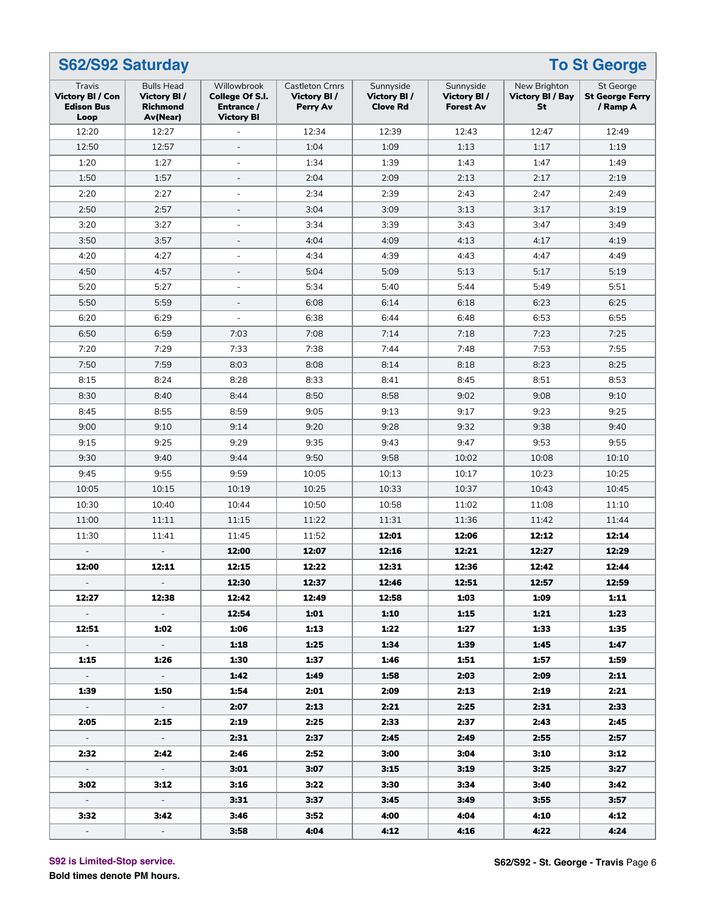## S62/S92 Saturday — To St George

| Travis Victory Bl / Con Edison Bus Loop | Bulls Head Victory Bl / Richmond Av(Near) | Willowbrook College Of S.I. Entrance / Victory Bl | Castleton Crnrs Victory Bl / Perry Av | Sunnyside Victory Bl / Clove Rd | Sunnyside Victory Bl / Forest Av | New Brighton Victory Bl / Bay St | St George St George Ferry / Ramp A |
|---|---|---|---|---|---|---|---|
| 12:20 | 12:27 | - | 12:34 | 12:39 | 12:43 | 12:47 | 12:49 |
| 12:50 | 12:57 | - | 1:04 | 1:09 | 1:13 | 1:17 | 1:19 |
| 1:20 | 1:27 | - | 1:34 | 1:39 | 1:43 | 1:47 | 1:49 |
| 1:50 | 1:57 | - | 2:04 | 2:09 | 2:13 | 2:17 | 2:19 |
| 2:20 | 2:27 | - | 2:34 | 2:39 | 2:43 | 2:47 | 2:49 |
| 2:50 | 2:57 | - | 3:04 | 3:09 | 3:13 | 3:17 | 3:19 |
| 3:20 | 3:27 | - | 3:34 | 3:39 | 3:43 | 3:47 | 3:49 |
| 3:50 | 3:57 | - | 4:04 | 4:09 | 4:13 | 4:17 | 4:19 |
| 4:20 | 4:27 | - | 4:34 | 4:39 | 4:43 | 4:47 | 4:49 |
| 4:50 | 4:57 | - | 5:04 | 5:09 | 5:13 | 5:17 | 5:19 |
| 5:20 | 5:27 | - | 5:34 | 5:40 | 5:44 | 5:49 | 5:51 |
| 5:50 | 5:59 | - | 6:08 | 6:14 | 6:18 | 6:23 | 6:25 |
| 6:20 | 6:29 | - | 6:38 | 6:44 | 6:48 | 6:53 | 6:55 |
| 6:50 | 6:59 | 7:03 | 7:08 | 7:14 | 7:18 | 7:23 | 7:25 |
| 7:20 | 7:29 | 7:33 | 7:38 | 7:44 | 7:48 | 7:53 | 7:55 |
| 7:50 | 7:59 | 8:03 | 8:08 | 8:14 | 8:18 | 8:23 | 8:25 |
| 8:15 | 8:24 | 8:28 | 8:33 | 8:41 | 8:45 | 8:51 | 8:53 |
| 8:30 | 8:40 | 8:44 | 8:50 | 8:58 | 9:02 | 9:08 | 9:10 |
| 8:45 | 8:55 | 8:59 | 9:05 | 9:13 | 9:17 | 9:23 | 9:25 |
| 9:00 | 9:10 | 9:14 | 9:20 | 9:28 | 9:32 | 9:38 | 9:40 |
| 9:15 | 9:25 | 9:29 | 9:35 | 9:43 | 9:47 | 9:53 | 9:55 |
| 9:30 | 9:40 | 9:44 | 9:50 | 9:58 | 10:02 | 10:08 | 10:10 |
| 9:45 | 9:55 | 9:59 | 10:05 | 10:13 | 10:17 | 10:23 | 10:25 |
| 10:05 | 10:15 | 10:19 | 10:25 | 10:33 | 10:37 | 10:43 | 10:45 |
| 10:30 | 10:40 | 10:44 | 10:50 | 10:58 | 11:02 | 11:08 | 11:10 |
| 11:00 | 11:11 | 11:15 | 11:22 | 11:31 | 11:36 | 11:42 | 11:44 |
| 11:30 | 11:41 | 11:45 | 11:52 | **12:01** | **12:06** | **12:12** | **12:14** |
| - | - | **12:00** | **12:07** | **12:16** | **12:21** | **12:27** | **12:29** |
| **12:00** | **12:11** | **12:15** | **12:22** | **12:31** | **12:36** | **12:42** | **12:44** |
| - | - | **12:30** | **12:37** | **12:46** | **12:51** | **12:57** | **12:59** |
| **12:27** | **12:38** | **12:42** | **12:49** | **12:58** | **1:03** | **1:09** | **1:11** |
| - | - | **12:54** | **1:01** | **1:10** | **1:15** | **1:21** | **1:23** |
| **12:51** | **1:02** | **1:06** | **1:13** | **1:22** | **1:27** | **1:33** | **1:35** |
| - | - | **1:18** | **1:25** | **1:34** | **1:39** | **1:45** | **1:47** |
| **1:15** | **1:26** | **1:30** | **1:37** | **1:46** | **1:51** | **1:57** | **1:59** |
| - | - | **1:42** | **1:49** | **1:58** | **2:03** | **2:09** | **2:11** |
| **1:39** | **1:50** | **1:54** | **2:01** | **2:09** | **2:13** | **2:19** | **2:21** |
| - | - | **2:07** | **2:13** | **2:21** | **2:25** | **2:31** | **2:33** |
| **2:05** | **2:15** | **2:19** | **2:25** | **2:33** | **2:37** | **2:43** | **2:45** |
| - | - | **2:31** | **2:37** | **2:45** | **2:49** | **2:55** | **2:57** |
| **2:32** | **2:42** | **2:46** | **2:52** | **3:00** | **3:04** | **3:10** | **3:12** |
| - | - | **3:01** | **3:07** | **3:15** | **3:19** | **3:25** | **3:27** |
| **3:02** | **3:12** | **3:16** | **3:22** | **3:30** | **3:34** | **3:40** | **3:42** |
| - | - | **3:31** | **3:37** | **3:45** | **3:49** | **3:55** | **3:57** |
| **3:32** | **3:42** | **3:46** | **3:52** | **4:00** | **4:04** | **4:10** | **4:12** |
| - | - | **3:58** | **4:04** | **4:12** | **4:16** | **4:22** | **4:24** |

S92 is Limited-Stop service.

**Bold times denote PM hours.**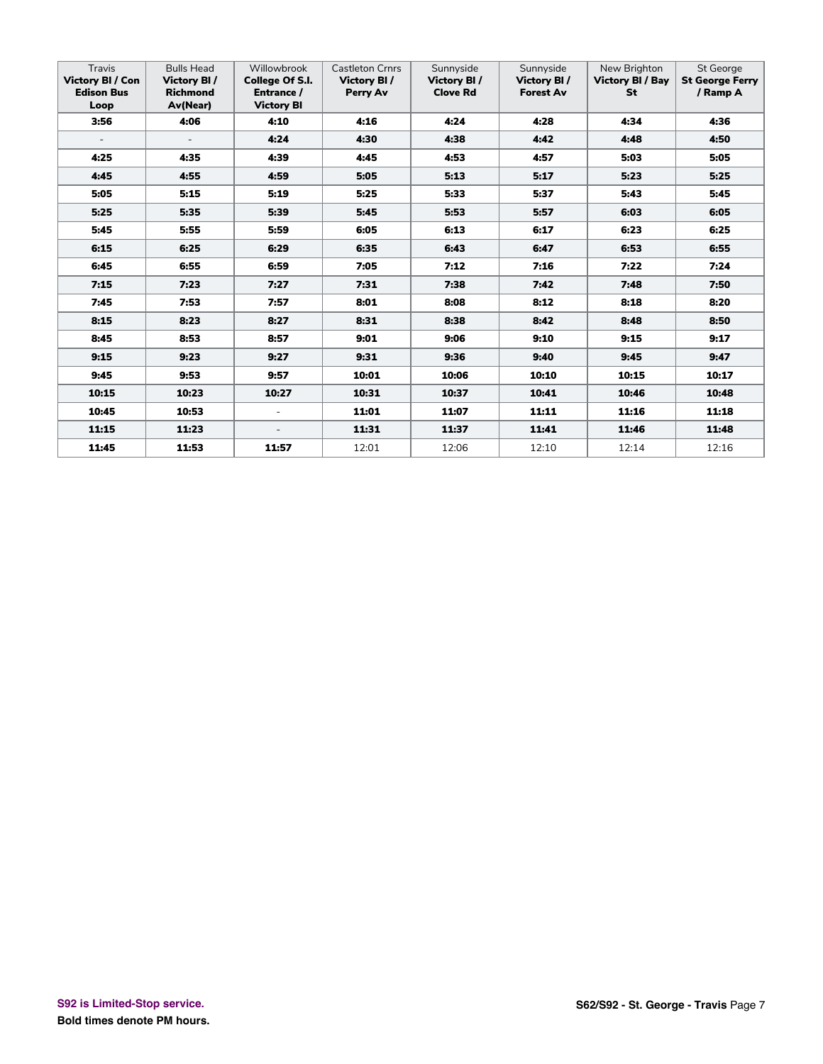| Travis **Victory Bl / Con Edison Bus Loop** | Bulls Head **Victory Bl / Richmond Av(Near)** | Willowbrook **College Of S.I. Entrance / Victory Bl** | Castleton Crnrs **Victory Bl / Perry Av** | Sunnyside **Victory Bl / Clove Rd** | Sunnyside **Victory Bl / Forest Av** | New Brighton **Victory Bl / Bay St** | St George **St George Ferry / Ramp A** |
|---|---|---|---|---|---|---|---|
| **3:56** | **4:06** | **4:10** | **4:16** | **4:24** | **4:28** | **4:34** | **4:36** |
| - | - | **4:24** | **4:30** | **4:38** | **4:42** | **4:48** | **4:50** |
| **4:25** | **4:35** | **4:39** | **4:45** | **4:53** | **4:57** | **5:03** | **5:05** |
| **4:45** | **4:55** | **4:59** | **5:05** | **5:13** | **5:17** | **5:23** | **5:25** |
| **5:05** | **5:15** | **5:19** | **5:25** | **5:33** | **5:37** | **5:43** | **5:45** |
| **5:25** | **5:35** | **5:39** | **5:45** | **5:53** | **5:57** | **6:03** | **6:05** |
| **5:45** | **5:55** | **5:59** | **6:05** | **6:13** | **6:17** | **6:23** | **6:25** |
| **6:15** | **6:25** | **6:29** | **6:35** | **6:43** | **6:47** | **6:53** | **6:55** |
| **6:45** | **6:55** | **6:59** | **7:05** | **7:12** | **7:16** | **7:22** | **7:24** |
| **7:15** | **7:23** | **7:27** | **7:31** | **7:38** | **7:42** | **7:48** | **7:50** |
| **7:45** | **7:53** | **7:57** | **8:01** | **8:08** | **8:12** | **8:18** | **8:20** |
| **8:15** | **8:23** | **8:27** | **8:31** | **8:38** | **8:42** | **8:48** | **8:50** |
| **8:45** | **8:53** | **8:57** | **9:01** | **9:06** | **9:10** | **9:15** | **9:17** |
| **9:15** | **9:23** | **9:27** | **9:31** | **9:36** | **9:40** | **9:45** | **9:47** |
| **9:45** | **9:53** | **9:57** | **10:01** | **10:06** | **10:10** | **10:15** | **10:17** |
| **10:15** | **10:23** | **10:27** | **10:31** | **10:37** | **10:41** | **10:46** | **10:48** |
| **10:45** | **10:53** | - | **11:01** | **11:07** | **11:11** | **11:16** | **11:18** |
| **11:15** | **11:23** | - | **11:31** | **11:37** | **11:41** | **11:46** | **11:48** |
| **11:45** | **11:53** | **11:57** | 12:01 | 12:06 | 12:10 | 12:14 | 12:16 |

**S92 is Limited-Stop service.**

**Bold times denote PM hours.**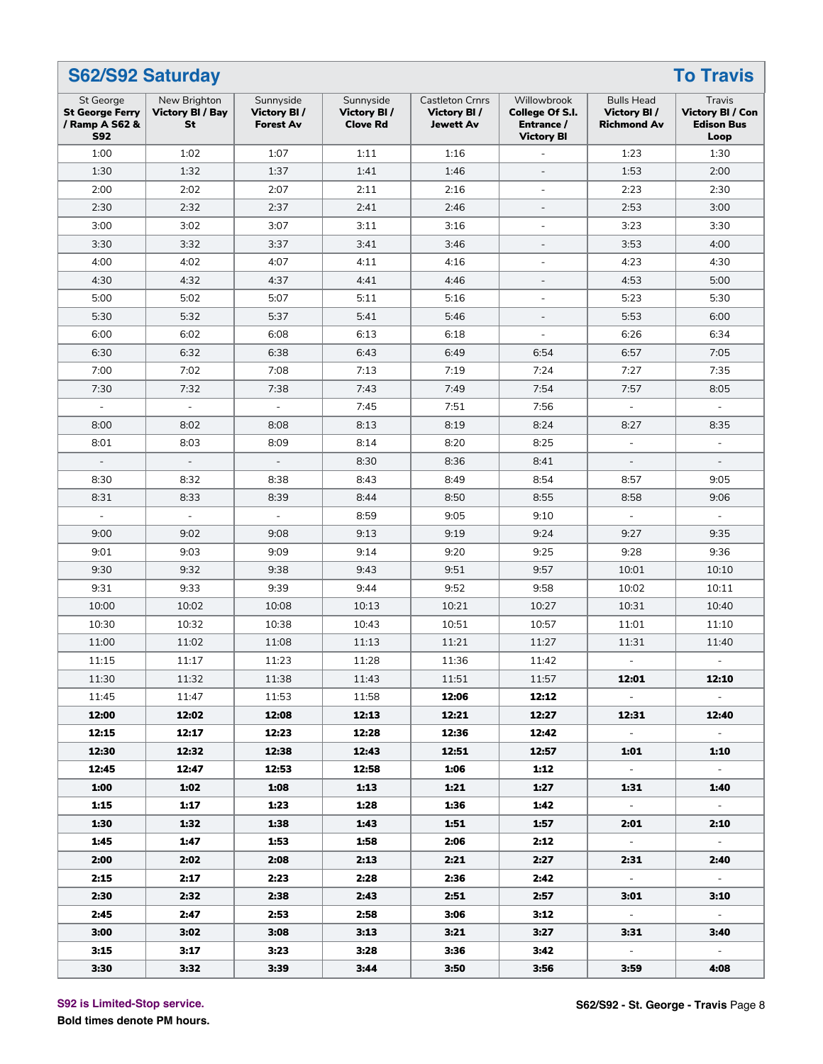## S62/S92 Saturday — To Travis

| St George St George Ferry / Ramp A S62 & S92 | New Brighton Victory Bl / Bay St | Sunnyside Victory Bl / Forest Av | Sunnyside Victory Bl / Clove Rd | Castleton Crnrs Victory Bl / Jewett Av | Willowbrook College Of S.I. Entrance / Victory Bl | Bulls Head Victory Bl / Richmond Av | Travis Victory Bl / Con Edison Bus Loop |
|---|---|---|---|---|---|---|---|
| 1:00 | 1:02 | 1:07 | 1:11 | 1:16 | - | 1:23 | 1:30 |
| 1:30 | 1:32 | 1:37 | 1:41 | 1:46 | - | 1:53 | 2:00 |
| 2:00 | 2:02 | 2:07 | 2:11 | 2:16 | - | 2:23 | 2:30 |
| 2:30 | 2:32 | 2:37 | 2:41 | 2:46 | - | 2:53 | 3:00 |
| 3:00 | 3:02 | 3:07 | 3:11 | 3:16 | - | 3:23 | 3:30 |
| 3:30 | 3:32 | 3:37 | 3:41 | 3:46 | - | 3:53 | 4:00 |
| 4:00 | 4:02 | 4:07 | 4:11 | 4:16 | - | 4:23 | 4:30 |
| 4:30 | 4:32 | 4:37 | 4:41 | 4:46 | - | 4:53 | 5:00 |
| 5:00 | 5:02 | 5:07 | 5:11 | 5:16 | - | 5:23 | 5:30 |
| 5:30 | 5:32 | 5:37 | 5:41 | 5:46 | - | 5:53 | 6:00 |
| 6:00 | 6:02 | 6:08 | 6:13 | 6:18 | - | 6:26 | 6:34 |
| 6:30 | 6:32 | 6:38 | 6:43 | 6:49 | 6:54 | 6:57 | 7:05 |
| 7:00 | 7:02 | 7:08 | 7:13 | 7:19 | 7:24 | 7:27 | 7:35 |
| 7:30 | 7:32 | 7:38 | 7:43 | 7:49 | 7:54 | 7:57 | 8:05 |
| - | - | - | 7:45 | 7:51 | 7:56 | - | - |
| 8:00 | 8:02 | 8:08 | 8:13 | 8:19 | 8:24 | 8:27 | 8:35 |
| 8:01 | 8:03 | 8:09 | 8:14 | 8:20 | 8:25 | - | - |
| - | - | - | 8:30 | 8:36 | 8:41 | - | - |
| 8:30 | 8:32 | 8:38 | 8:43 | 8:49 | 8:54 | 8:57 | 9:05 |
| 8:31 | 8:33 | 8:39 | 8:44 | 8:50 | 8:55 | 8:58 | 9:06 |
| - | - | - | 8:59 | 9:05 | 9:10 | - | - |
| 9:00 | 9:02 | 9:08 | 9:13 | 9:19 | 9:24 | 9:27 | 9:35 |
| 9:01 | 9:03 | 9:09 | 9:14 | 9:20 | 9:25 | 9:28 | 9:36 |
| 9:30 | 9:32 | 9:38 | 9:43 | 9:51 | 9:57 | 10:01 | 10:10 |
| 9:31 | 9:33 | 9:39 | 9:44 | 9:52 | 9:58 | 10:02 | 10:11 |
| 10:00 | 10:02 | 10:08 | 10:13 | 10:21 | 10:27 | 10:31 | 10:40 |
| 10:30 | 10:32 | 10:38 | 10:43 | 10:51 | 10:57 | 11:01 | 11:10 |
| 11:00 | 11:02 | 11:08 | 11:13 | 11:21 | 11:27 | 11:31 | 11:40 |
| 11:15 | 11:17 | 11:23 | 11:28 | 11:36 | 11:42 | - | - |
| 11:30 | 11:32 | 11:38 | 11:43 | 11:51 | 11:57 | **12:01** | **12:10** |
| 11:45 | 11:47 | 11:53 | 11:58 | **12:06** | **12:12** | - | - |
| **12:00** | **12:02** | **12:08** | **12:13** | **12:21** | **12:27** | **12:31** | **12:40** |
| **12:15** | **12:17** | **12:23** | **12:28** | **12:36** | **12:42** | - | - |
| **12:30** | **12:32** | **12:38** | **12:43** | **12:51** | **12:57** | **1:01** | **1:10** |
| **12:45** | **12:47** | **12:53** | **12:58** | **1:06** | **1:12** | - | - |
| **1:00** | **1:02** | **1:08** | **1:13** | **1:21** | **1:27** | **1:31** | **1:40** |
| **1:15** | **1:17** | **1:23** | **1:28** | **1:36** | **1:42** | - | - |
| **1:30** | **1:32** | **1:38** | **1:43** | **1:51** | **1:57** | **2:01** | **2:10** |
| **1:45** | **1:47** | **1:53** | **1:58** | **2:06** | **2:12** | - | - |
| **2:00** | **2:02** | **2:08** | **2:13** | **2:21** | **2:27** | **2:31** | **2:40** |
| **2:15** | **2:17** | **2:23** | **2:28** | **2:36** | **2:42** | - | - |
| **2:30** | **2:32** | **2:38** | **2:43** | **2:51** | **2:57** | **3:01** | **3:10** |
| **2:45** | **2:47** | **2:53** | **2:58** | **3:06** | **3:12** | - | - |
| **3:00** | **3:02** | **3:08** | **3:13** | **3:21** | **3:27** | **3:31** | **3:40** |
| **3:15** | **3:17** | **3:23** | **3:28** | **3:36** | **3:42** | - | - |
| **3:30** | **3:32** | **3:39** | **3:44** | **3:50** | **3:56** | **3:59** | **4:08** |

S92 is Limited-Stop service.

**Bold times denote PM hours.**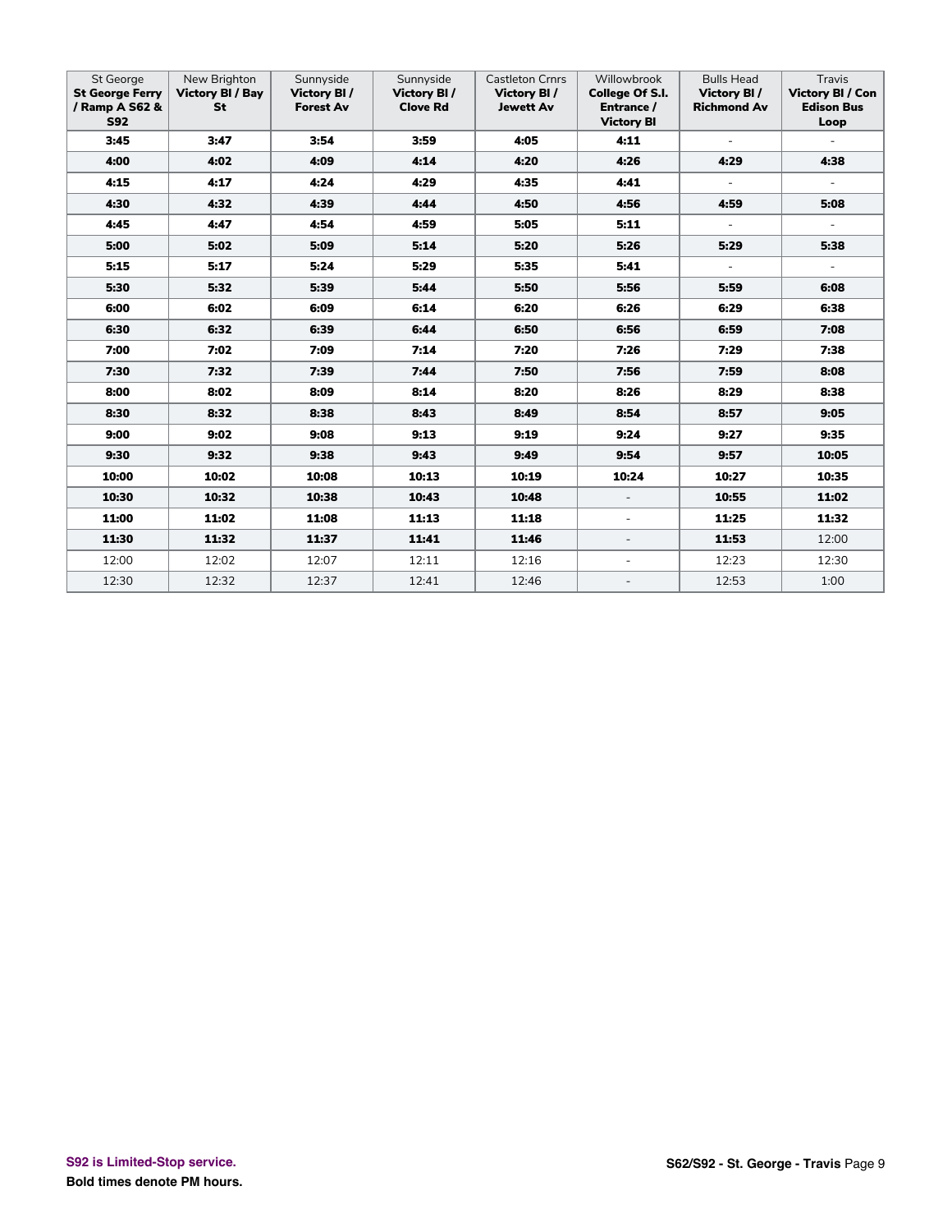| St George **St George Ferry / Ramp A S62 & S92** | New Brighton **Victory Bl / Bay St** | Sunnyside **Victory Bl / Forest Av** | Sunnyside **Victory Bl / Clove Rd** | Castleton Crnrs **Victory Bl / Jewett Av** | Willowbrook **College Of S.I. Entrance / Victory Bl** | Bulls Head **Victory Bl / Richmond Av** | Travis **Victory Bl / Con Edison Bus Loop** |
|---|---|---|---|---|---|---|---|
| **3:45** | **3:47** | **3:54** | **3:59** | **4:05** | **4:11** | - | - |
| **4:00** | **4:02** | **4:09** | **4:14** | **4:20** | **4:26** | **4:29** | **4:38** |
| **4:15** | **4:17** | **4:24** | **4:29** | **4:35** | **4:41** | - | - |
| **4:30** | **4:32** | **4:39** | **4:44** | **4:50** | **4:56** | **4:59** | **5:08** |
| **4:45** | **4:47** | **4:54** | **4:59** | **5:05** | **5:11** | - | - |
| **5:00** | **5:02** | **5:09** | **5:14** | **5:20** | **5:26** | **5:29** | **5:38** |
| **5:15** | **5:17** | **5:24** | **5:29** | **5:35** | **5:41** | - | - |
| **5:30** | **5:32** | **5:39** | **5:44** | **5:50** | **5:56** | **5:59** | **6:08** |
| **6:00** | **6:02** | **6:09** | **6:14** | **6:20** | **6:26** | **6:29** | **6:38** |
| **6:30** | **6:32** | **6:39** | **6:44** | **6:50** | **6:56** | **6:59** | **7:08** |
| **7:00** | **7:02** | **7:09** | **7:14** | **7:20** | **7:26** | **7:29** | **7:38** |
| **7:30** | **7:32** | **7:39** | **7:44** | **7:50** | **7:56** | **7:59** | **8:08** |
| **8:00** | **8:02** | **8:09** | **8:14** | **8:20** | **8:26** | **8:29** | **8:38** |
| **8:30** | **8:32** | **8:38** | **8:43** | **8:49** | **8:54** | **8:57** | **9:05** |
| **9:00** | **9:02** | **9:08** | **9:13** | **9:19** | **9:24** | **9:27** | **9:35** |
| **9:30** | **9:32** | **9:38** | **9:43** | **9:49** | **9:54** | **9:57** | **10:05** |
| **10:00** | **10:02** | **10:08** | **10:13** | **10:19** | **10:24** | **10:27** | **10:35** |
| **10:30** | **10:32** | **10:38** | **10:43** | **10:48** | - | **10:55** | **11:02** |
| **11:00** | **11:02** | **11:08** | **11:13** | **11:18** | - | **11:25** | **11:32** |
| **11:30** | **11:32** | **11:37** | **11:41** | **11:46** | - | **11:53** | 12:00 |
| 12:00 | 12:02 | 12:07 | 12:11 | 12:16 | - | 12:23 | 12:30 |
| 12:30 | 12:32 | 12:37 | 12:41 | 12:46 | - | 12:53 | 1:00 |

**S92 is Limited-Stop service.**

**Bold times denote PM hours.**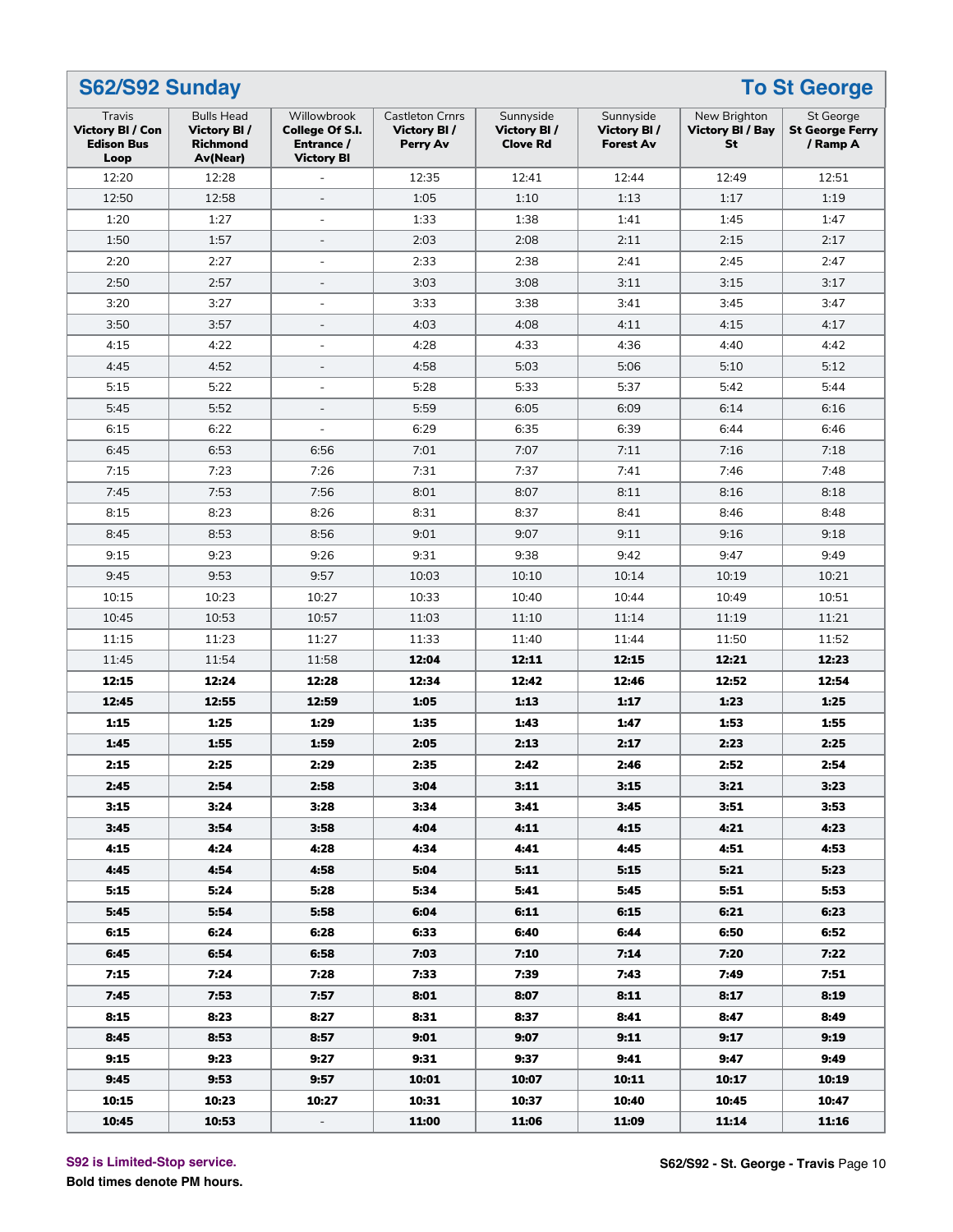## S62/S92 Sunday

## To St George

| Travis **Victory Bl / Con Edison Bus Loop** | Bulls Head **Victory Bl / Richmond Av(Near)** | Willowbrook **College Of S.I. Entrance / Victory Bl** | Castleton Crnrs **Victory Bl / Perry Av** | Sunnyside **Victory Bl / Clove Rd** | Sunnyside **Victory Bl / Forest Av** | New Brighton **Victory Bl / Bay St** | St George **St George Ferry / Ramp A** |
|---|---|---|---|---|---|---|---|
| 12:20 | 12:28 | - | 12:35 | 12:41 | 12:44 | 12:49 | 12:51 |
| 12:50 | 12:58 | - | 1:05 | 1:10 | 1:13 | 1:17 | 1:19 |
| 1:20 | 1:27 | - | 1:33 | 1:38 | 1:41 | 1:45 | 1:47 |
| 1:50 | 1:57 | - | 2:03 | 2:08 | 2:11 | 2:15 | 2:17 |
| 2:20 | 2:27 | - | 2:33 | 2:38 | 2:41 | 2:45 | 2:47 |
| 2:50 | 2:57 | - | 3:03 | 3:08 | 3:11 | 3:15 | 3:17 |
| 3:20 | 3:27 | - | 3:33 | 3:38 | 3:41 | 3:45 | 3:47 |
| 3:50 | 3:57 | - | 4:03 | 4:08 | 4:11 | 4:15 | 4:17 |
| 4:15 | 4:22 | - | 4:28 | 4:33 | 4:36 | 4:40 | 4:42 |
| 4:45 | 4:52 | - | 4:58 | 5:03 | 5:06 | 5:10 | 5:12 |
| 5:15 | 5:22 | - | 5:28 | 5:33 | 5:37 | 5:42 | 5:44 |
| 5:45 | 5:52 | - | 5:59 | 6:05 | 6:09 | 6:14 | 6:16 |
| 6:15 | 6:22 | - | 6:29 | 6:35 | 6:39 | 6:44 | 6:46 |
| 6:45 | 6:53 | 6:56 | 7:01 | 7:07 | 7:11 | 7:16 | 7:18 |
| 7:15 | 7:23 | 7:26 | 7:31 | 7:37 | 7:41 | 7:46 | 7:48 |
| 7:45 | 7:53 | 7:56 | 8:01 | 8:07 | 8:11 | 8:16 | 8:18 |
| 8:15 | 8:23 | 8:26 | 8:31 | 8:37 | 8:41 | 8:46 | 8:48 |
| 8:45 | 8:53 | 8:56 | 9:01 | 9:07 | 9:11 | 9:16 | 9:18 |
| 9:15 | 9:23 | 9:26 | 9:31 | 9:38 | 9:42 | 9:47 | 9:49 |
| 9:45 | 9:53 | 9:57 | 10:03 | 10:10 | 10:14 | 10:19 | 10:21 |
| 10:15 | 10:23 | 10:27 | 10:33 | 10:40 | 10:44 | 10:49 | 10:51 |
| 10:45 | 10:53 | 10:57 | 11:03 | 11:10 | 11:14 | 11:19 | 11:21 |
| 11:15 | 11:23 | 11:27 | 11:33 | 11:40 | 11:44 | 11:50 | 11:52 |
| 11:45 | 11:54 | 11:58 | **12:04** | **12:11** | **12:15** | **12:21** | **12:23** |
| **12:15** | **12:24** | **12:28** | **12:34** | **12:42** | **12:46** | **12:52** | **12:54** |
| **12:45** | **12:55** | **12:59** | **1:05** | **1:13** | **1:17** | **1:23** | **1:25** |
| **1:15** | **1:25** | **1:29** | **1:35** | **1:43** | **1:47** | **1:53** | **1:55** |
| **1:45** | **1:55** | **1:59** | **2:05** | **2:13** | **2:17** | **2:23** | **2:25** |
| **2:15** | **2:25** | **2:29** | **2:35** | **2:42** | **2:46** | **2:52** | **2:54** |
| **2:45** | **2:54** | **2:58** | **3:04** | **3:11** | **3:15** | **3:21** | **3:23** |
| **3:15** | **3:24** | **3:28** | **3:34** | **3:41** | **3:45** | **3:51** | **3:53** |
| **3:45** | **3:54** | **3:58** | **4:04** | **4:11** | **4:15** | **4:21** | **4:23** |
| **4:15** | **4:24** | **4:28** | **4:34** | **4:41** | **4:45** | **4:51** | **4:53** |
| **4:45** | **4:54** | **4:58** | **5:04** | **5:11** | **5:15** | **5:21** | **5:23** |
| **5:15** | **5:24** | **5:28** | **5:34** | **5:41** | **5:45** | **5:51** | **5:53** |
| **5:45** | **5:54** | **5:58** | **6:04** | **6:11** | **6:15** | **6:21** | **6:23** |
| **6:15** | **6:24** | **6:28** | **6:33** | **6:40** | **6:44** | **6:50** | **6:52** |
| **6:45** | **6:54** | **6:58** | **7:03** | **7:10** | **7:14** | **7:20** | **7:22** |
| **7:15** | **7:24** | **7:28** | **7:33** | **7:39** | **7:43** | **7:49** | **7:51** |
| **7:45** | **7:53** | **7:57** | **8:01** | **8:07** | **8:11** | **8:17** | **8:19** |
| **8:15** | **8:23** | **8:27** | **8:31** | **8:37** | **8:41** | **8:47** | **8:49** |
| **8:45** | **8:53** | **8:57** | **9:01** | **9:07** | **9:11** | **9:17** | **9:19** |
| **9:15** | **9:23** | **9:27** | **9:31** | **9:37** | **9:41** | **9:47** | **9:49** |
| **9:45** | **9:53** | **9:57** | **10:01** | **10:07** | **10:11** | **10:17** | **10:19** |
| **10:15** | **10:23** | **10:27** | **10:31** | **10:37** | **10:40** | **10:45** | **10:47** |
| **10:45** | **10:53** | - | **11:00** | **11:06** | **11:09** | **11:14** | **11:16** |

S92 is Limited-Stop service.

**Bold times denote PM hours.**

**S62/S92 - St. George - Travis**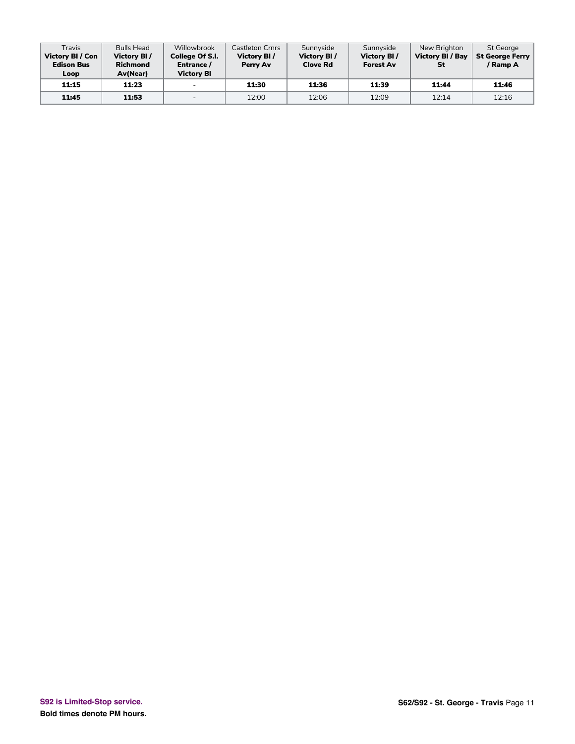| Travis **Victory Bl / Con Edison Bus Loop** | Bulls Head **Victory Bl / Richmond Av(Near)** | Willowbrook **College Of S.I. Entrance / Victory Bl** | Castleton Crnrs **Victory Bl / Perry Av** | Sunnyside **Victory Bl / Clove Rd** | Sunnyside **Victory Bl / Forest Av** | New Brighton **Victory Bl / Bay St** | St George **St George Ferry / Ramp A** |
|---|---|---|---|---|---|---|---|
| **11:15** | **11:23** | - | **11:30** | **11:36** | **11:39** | **11:44** | **11:46** |
| **11:45** | **11:53** | - | 12:00 | 12:06 | 12:09 | 12:14 | 12:16 |

S92 is Limited-Stop service.

**Bold times denote PM hours.**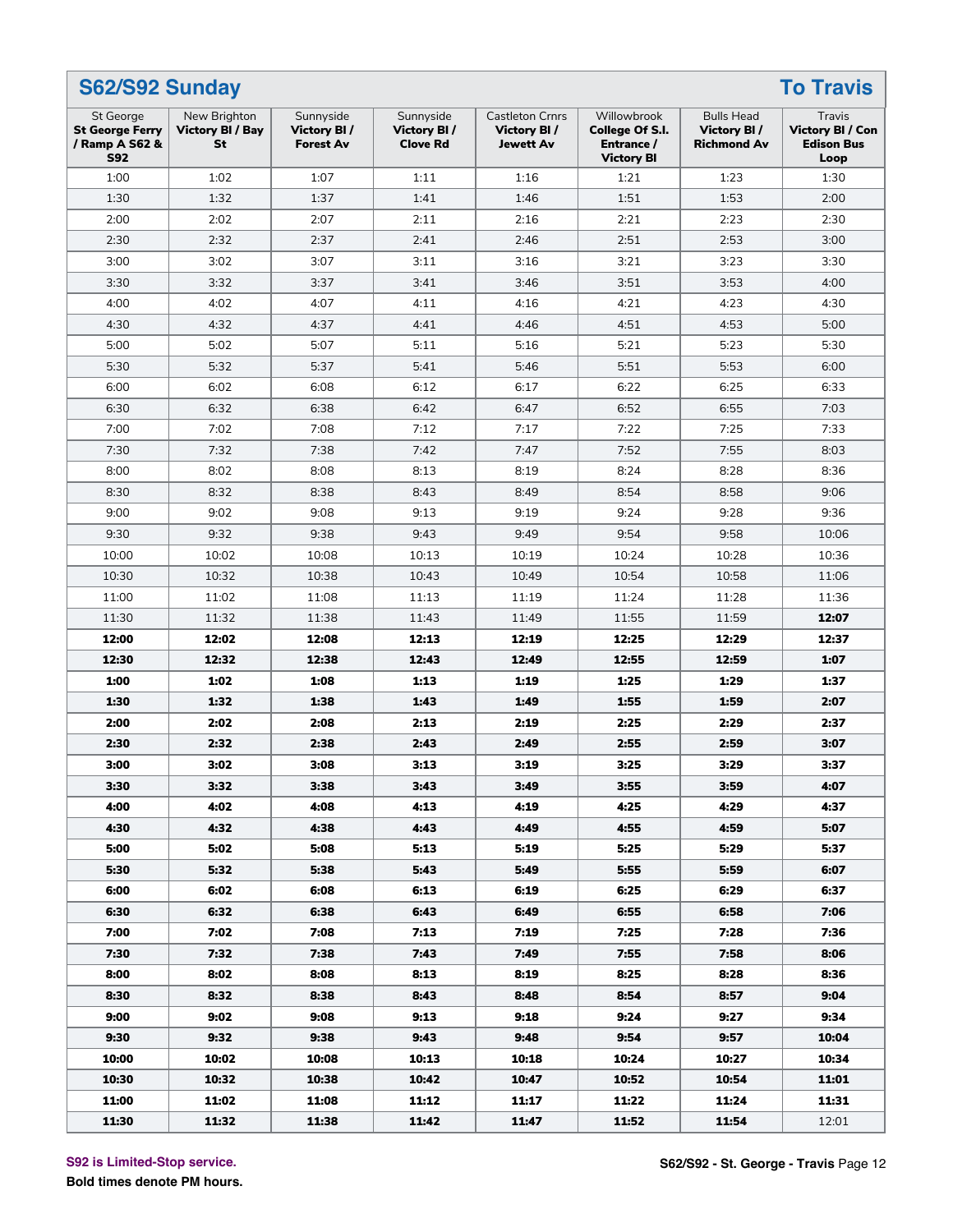## S62/S92 Sunday — To Travis

| St George St George Ferry / Ramp A S62 & S92 | New Brighton Victory Bl / Bay St | Sunnyside Victory Bl / Forest Av | Sunnyside Victory Bl / Clove Rd | Castleton Crnrs Victory Bl / Jewett Av | Willowbrook College Of S.I. Entrance / Victory Bl | Bulls Head Victory Bl / Richmond Av | Travis Victory Bl / Con Edison Bus Loop |
|---|---|---|---|---|---|---|---|
| 1:00 | 1:02 | 1:07 | 1:11 | 1:16 | 1:21 | 1:23 | 1:30 |
| 1:30 | 1:32 | 1:37 | 1:41 | 1:46 | 1:51 | 1:53 | 2:00 |
| 2:00 | 2:02 | 2:07 | 2:11 | 2:16 | 2:21 | 2:23 | 2:30 |
| 2:30 | 2:32 | 2:37 | 2:41 | 2:46 | 2:51 | 2:53 | 3:00 |
| 3:00 | 3:02 | 3:07 | 3:11 | 3:16 | 3:21 | 3:23 | 3:30 |
| 3:30 | 3:32 | 3:37 | 3:41 | 3:46 | 3:51 | 3:53 | 4:00 |
| 4:00 | 4:02 | 4:07 | 4:11 | 4:16 | 4:21 | 4:23 | 4:30 |
| 4:30 | 4:32 | 4:37 | 4:41 | 4:46 | 4:51 | 4:53 | 5:00 |
| 5:00 | 5:02 | 5:07 | 5:11 | 5:16 | 5:21 | 5:23 | 5:30 |
| 5:30 | 5:32 | 5:37 | 5:41 | 5:46 | 5:51 | 5:53 | 6:00 |
| 6:00 | 6:02 | 6:08 | 6:12 | 6:17 | 6:22 | 6:25 | 6:33 |
| 6:30 | 6:32 | 6:38 | 6:42 | 6:47 | 6:52 | 6:55 | 7:03 |
| 7:00 | 7:02 | 7:08 | 7:12 | 7:17 | 7:22 | 7:25 | 7:33 |
| 7:30 | 7:32 | 7:38 | 7:42 | 7:47 | 7:52 | 7:55 | 8:03 |
| 8:00 | 8:02 | 8:08 | 8:13 | 8:19 | 8:24 | 8:28 | 8:36 |
| 8:30 | 8:32 | 8:38 | 8:43 | 8:49 | 8:54 | 8:58 | 9:06 |
| 9:00 | 9:02 | 9:08 | 9:13 | 9:19 | 9:24 | 9:28 | 9:36 |
| 9:30 | 9:32 | 9:38 | 9:43 | 9:49 | 9:54 | 9:58 | 10:06 |
| 10:00 | 10:02 | 10:08 | 10:13 | 10:19 | 10:24 | 10:28 | 10:36 |
| 10:30 | 10:32 | 10:38 | 10:43 | 10:49 | 10:54 | 10:58 | 11:06 |
| 11:00 | 11:02 | 11:08 | 11:13 | 11:19 | 11:24 | 11:28 | 11:36 |
| 11:30 | 11:32 | 11:38 | 11:43 | 11:49 | 11:55 | 11:59 | **12:07** |
| **12:00** | **12:02** | **12:08** | **12:13** | **12:19** | **12:25** | **12:29** | **12:37** |
| **12:30** | **12:32** | **12:38** | **12:43** | **12:49** | **12:55** | **12:59** | **1:07** |
| **1:00** | **1:02** | **1:08** | **1:13** | **1:19** | **1:25** | **1:29** | **1:37** |
| **1:30** | **1:32** | **1:38** | **1:43** | **1:49** | **1:55** | **1:59** | **2:07** |
| **2:00** | **2:02** | **2:08** | **2:13** | **2:19** | **2:25** | **2:29** | **2:37** |
| **2:30** | **2:32** | **2:38** | **2:43** | **2:49** | **2:55** | **2:59** | **3:07** |
| **3:00** | **3:02** | **3:08** | **3:13** | **3:19** | **3:25** | **3:29** | **3:37** |
| **3:30** | **3:32** | **3:38** | **3:43** | **3:49** | **3:55** | **3:59** | **4:07** |
| **4:00** | **4:02** | **4:08** | **4:13** | **4:19** | **4:25** | **4:29** | **4:37** |
| **4:30** | **4:32** | **4:38** | **4:43** | **4:49** | **4:55** | **4:59** | **5:07** |
| **5:00** | **5:02** | **5:08** | **5:13** | **5:19** | **5:25** | **5:29** | **5:37** |
| **5:30** | **5:32** | **5:38** | **5:43** | **5:49** | **5:55** | **5:59** | **6:07** |
| **6:00** | **6:02** | **6:08** | **6:13** | **6:19** | **6:25** | **6:29** | **6:37** |
| **6:30** | **6:32** | **6:38** | **6:43** | **6:49** | **6:55** | **6:58** | **7:06** |
| **7:00** | **7:02** | **7:08** | **7:13** | **7:19** | **7:25** | **7:28** | **7:36** |
| **7:30** | **7:32** | **7:38** | **7:43** | **7:49** | **7:55** | **7:58** | **8:06** |
| **8:00** | **8:02** | **8:08** | **8:13** | **8:19** | **8:25** | **8:28** | **8:36** |
| **8:30** | **8:32** | **8:38** | **8:43** | **8:48** | **8:54** | **8:57** | **9:04** |
| **9:00** | **9:02** | **9:08** | **9:13** | **9:18** | **9:24** | **9:27** | **9:34** |
| **9:30** | **9:32** | **9:38** | **9:43** | **9:48** | **9:54** | **9:57** | **10:04** |
| **10:00** | **10:02** | **10:08** | **10:13** | **10:18** | **10:24** | **10:27** | **10:34** |
| **10:30** | **10:32** | **10:38** | **10:42** | **10:47** | **10:52** | **10:54** | **11:01** |
| **11:00** | **11:02** | **11:08** | **11:12** | **11:17** | **11:22** | **11:24** | **11:31** |
| **11:30** | **11:32** | **11:38** | **11:42** | **11:47** | **11:52** | **11:54** | 12:01 |

**S92 is Limited-Stop service.**

**Bold times denote PM hours.**

**S62/S92 - St. George - Travis**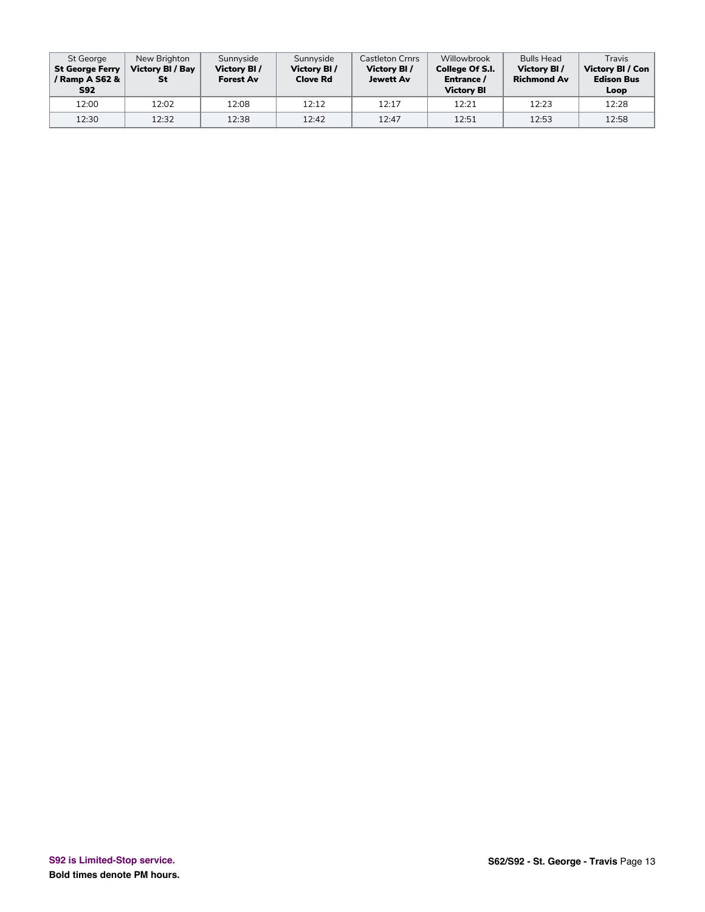| St George **St George Ferry / Ramp A S62 & S92** | New Brighton **Victory Bl / Bay St** | Sunnyside **Victory Bl / Forest Av** | Sunnyside **Victory Bl / Clove Rd** | Castleton Crnrs **Victory Bl / Jewett Av** | Willowbrook **College Of S.I. Entrance / Victory Bl** | Bulls Head **Victory Bl / Richmond Av** | Travis **Victory Bl / Con Edison Bus Loop** |
|---|---|---|---|---|---|---|---|
| 12:00 | 12:02 | 12:08 | 12:12 | 12:17 | 12:21 | 12:23 | 12:28 |
| 12:30 | 12:32 | 12:38 | 12:42 | 12:47 | 12:51 | 12:53 | 12:58 |

**S92 is Limited-Stop service.**

**Bold times denote PM hours.**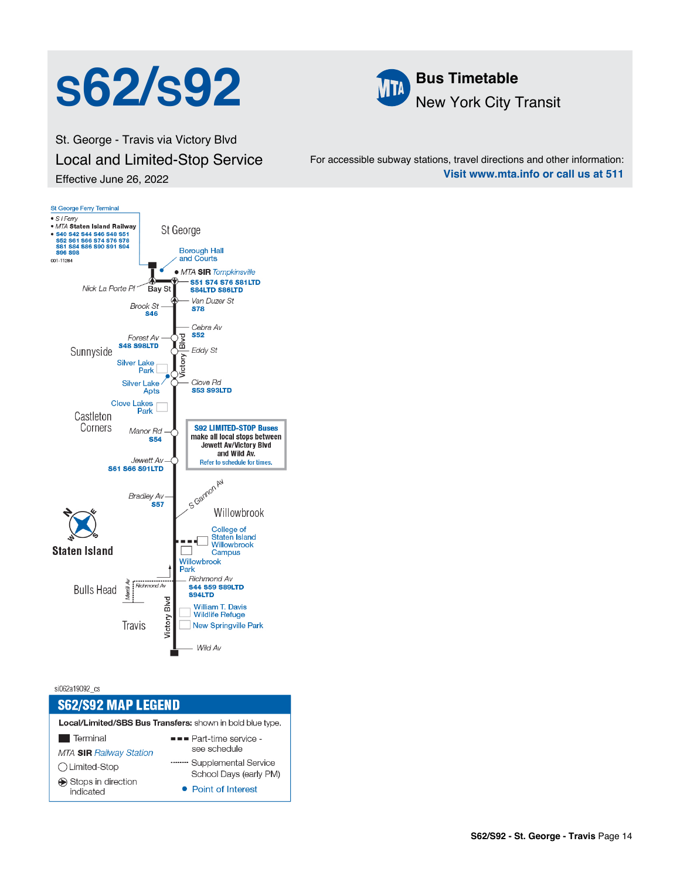# s62/s92

St. George - Travis via Victory Blvd

## Local and Limited-Stop Service

Effective June 26, 2022

**Bus Timetable**
New York City Transit

For accessible subway stations, travel directions and other information:
**Visit www.mta.info or call us at 511**

St George Ferry Terminal
- S I Ferry
- MTA **Staten Island Railway**
- **S40 S42 S44 S46 S48 S51 S52 S61 S66 S74 S76 S78 S81 S84 S86 S90 S91 S94 S96 S98**

001-11284

St George

Borough Hall and Courts

MTA **SIR** *Tompkinsville*

Nick La Porte Pl — Bay St — **S51 S74 S76 S81LTD S84LTD S86LTD**

Brook St **S46** — Van Duzer St **S78**

Cebra Av **S52**

Sunnyside

Forest Av **S48 S98LTD**

Eddy St

Silver Lake Park

Silver Lake Apts

Clove Rd **S53 S93LTD**

Clove Lakes Park

Castleton Corners

Manor Rd **S54**

**S92 LIMITED-STOP Buses make all local stops between Jewett Av/Victory Blvd and Wild Av.**
Refer to schedule for times.

Jewett Av **S61 S66 S91LTD**

Bradley Av **S57**

S Gannon Av

Willowbrook

College of Staten Island Willowbrook Campus

Willowbrook Park

Staten Island

Bulls Head

Merrill Av — Richmond Av

Richmond Av **S44 S59 S89LTD S94LTD**

William T. Davis Wildlife Refuge

New Springville Park

Travis

Victory Blvd

Wild Av

si062a19092_cs

## S62/S92 MAP LEGEND

**Local/Limited/SBS Bus Transfers:** shown in bold blue type.

- Terminal
- MTA **SIR** *Railway Station*
- Limited-Stop
- Stops in direction indicated
- Part-time service - see schedule
- Supplemental Service School Days (early PM)
- Point of Interest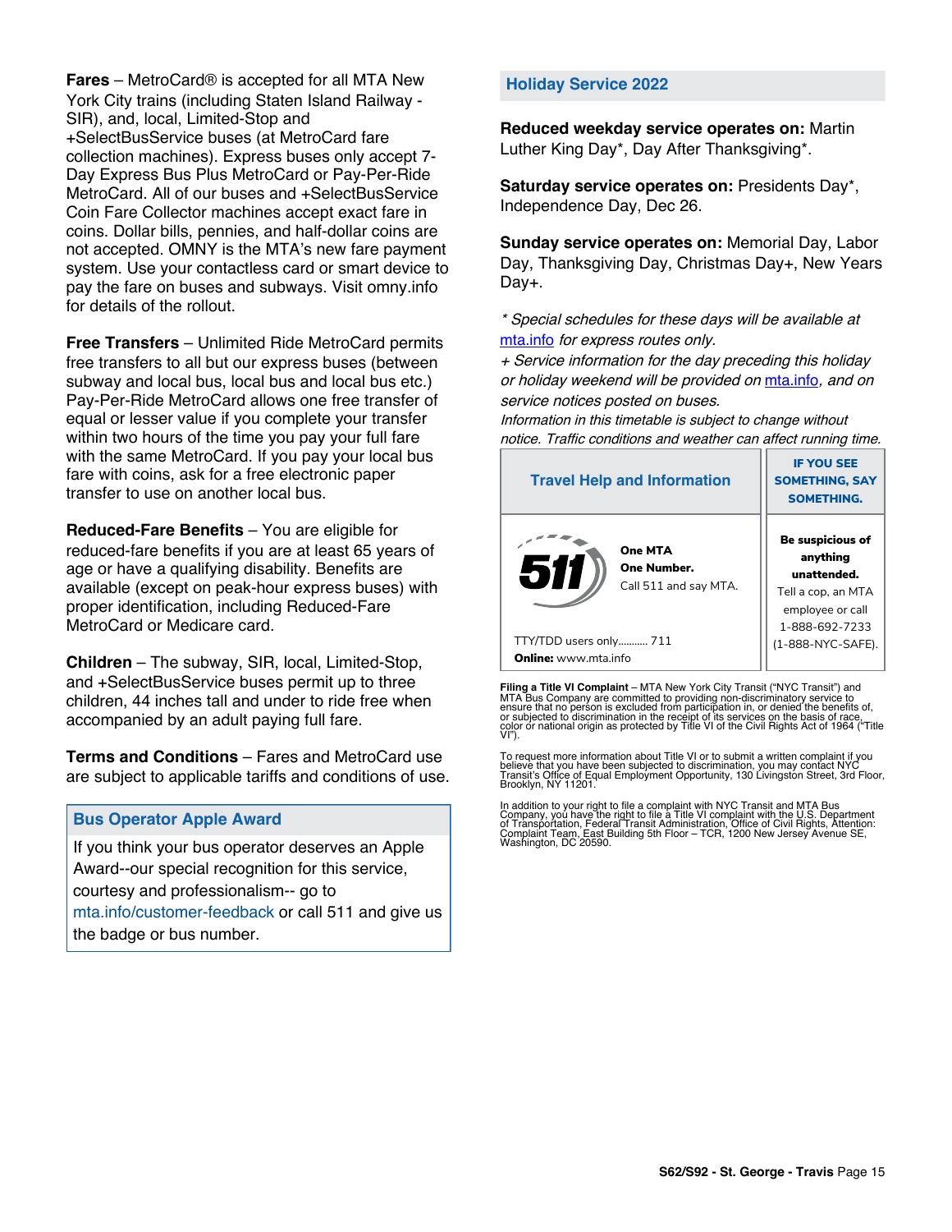**Fares** – MetroCard® is accepted for all MTA New York City trains (including Staten Island Railway - SIR), and, local, Limited-Stop and +SelectBusService buses (at MetroCard fare collection machines). Express buses only accept 7-Day Express Bus Plus MetroCard or Pay-Per-Ride MetroCard. All of our buses and +SelectBusService Coin Fare Collector machines accept exact fare in coins. Dollar bills, pennies, and half-dollar coins are not accepted. OMNY is the MTA's new fare payment system. Use your contactless card or smart device to pay the fare on buses and subways. Visit omny.info for details of the rollout.

**Free Transfers** – Unlimited Ride MetroCard permits free transfers to all but our express buses (between subway and local bus, local bus and local bus etc.) Pay-Per-Ride MetroCard allows one free transfer of equal or lesser value if you complete your transfer within two hours of the time you pay your full fare with the same MetroCard. If you pay your local bus fare with coins, ask for a free electronic paper transfer to use on another local bus.

**Reduced-Fare Benefits** – You are eligible for reduced-fare benefits if you are at least 65 years of age or have a qualifying disability. Benefits are available (except on peak-hour express buses) with proper identification, including Reduced-Fare MetroCard or Medicare card.

**Children** – The subway, SIR, local, Limited-Stop, and +SelectBusService buses permit up to three children, 44 inches tall and under to ride free when accompanied by an adult paying full fare.

**Terms and Conditions** – Fares and MetroCard use are subject to applicable tariffs and conditions of use.

## Bus Operator Apple Award

If you think your bus operator deserves an Apple Award--our special recognition for this service, courtesy and professionalism-- go to mta.info/customer-feedback or call 511 and give us the badge or bus number.

## Holiday Service 2022

**Reduced weekday service operates on:** Martin Luther King Day*, Day After Thanksgiving*.

**Saturday service operates on:** Presidents Day*, Independence Day, Dec 26.

**Sunday service operates on:** Memorial Day, Labor Day, Thanksgiving Day, Christmas Day+, New Years Day+.

*\* Special schedules for these days will be available at mta.info for express routes only.*

*+ Service information for the day preceding this holiday or holiday weekend will be provided on mta.info, and on service notices posted on buses.*

*Information in this timetable is subject to change without notice. Traffic conditions and weather can affect running time.*

| Travel Help and Information | IF YOU SEE SOMETHING, SAY SOMETHING. |
|---|---|
| 511 **One MTA One Number.** Call 511 and say MTA. TTY/TDD users only........... 711 **Online:** www.mta.info | **Be suspicious of anything unattended.** Tell a cop, an MTA employee or call 1-888-692-7233 (1-888-NYC-SAFE). |

**Filing a Title VI Complaint** – MTA New York City Transit ("NYC Transit") and MTA Bus Company are committed to providing non-discriminatory service to ensure that no person is excluded from participation in, or denied the benefits of, or subjected to discrimination in the receipt of its services on the basis of race, color or national origin as protected by Title VI of the Civil Rights Act of 1964 ("Title VI").

To request more information about Title VI or to submit a written complaint if you believe that you have been subjected to discrimination, you may contact NYC Transit's Office of Equal Employment Opportunity, 130 Livingston Street, 3rd Floor, Brooklyn, NY 11201.

In addition to your right to file a complaint with NYC Transit and MTA Bus Company, you have the right to file a Title VI complaint with the U.S. Department of Transportation, Federal Transit Administration, Office of Civil Rights, Attention: Complaint Team, East Building 5th Floor – TCR, 1200 New Jersey Avenue SE, Washington, DC 20590.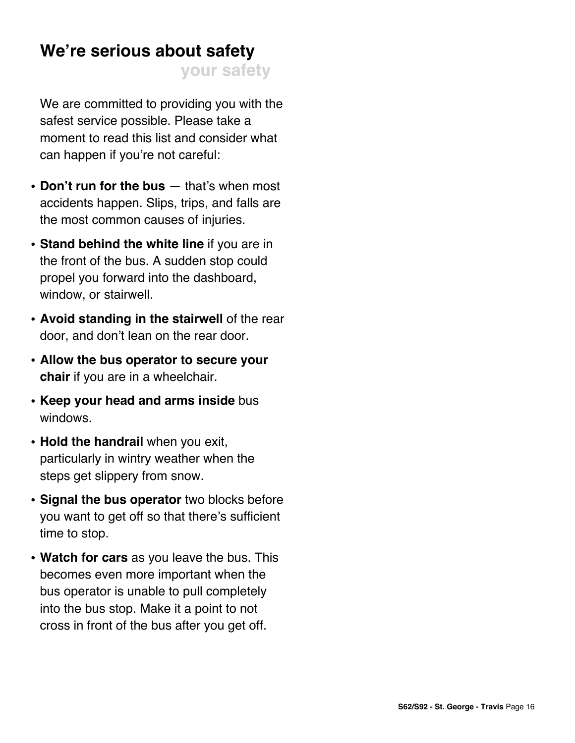## We're serious about safety

### your safety

We are committed to providing you with the safest service possible. Please take a moment to read this list and consider what can happen if you're not careful:

- **Don't run for the bus** — that's when most accidents happen. Slips, trips, and falls are the most common causes of injuries.
- **Stand behind the white line** if you are in the front of the bus. A sudden stop could propel you forward into the dashboard, window, or stairwell.
- **Avoid standing in the stairwell** of the rear door, and don't lean on the rear door.
- **Allow the bus operator to secure your chair** if you are in a wheelchair.
- **Keep your head and arms inside** bus windows.
- **Hold the handrail** when you exit, particularly in wintry weather when the steps get slippery from snow.
- **Signal the bus operator** two blocks before you want to get off so that there's sufficient time to stop.
- **Watch for cars** as you leave the bus. This becomes even more important when the bus operator is unable to pull completely into the bus stop. Make it a point to not cross in front of the bus after you get off.